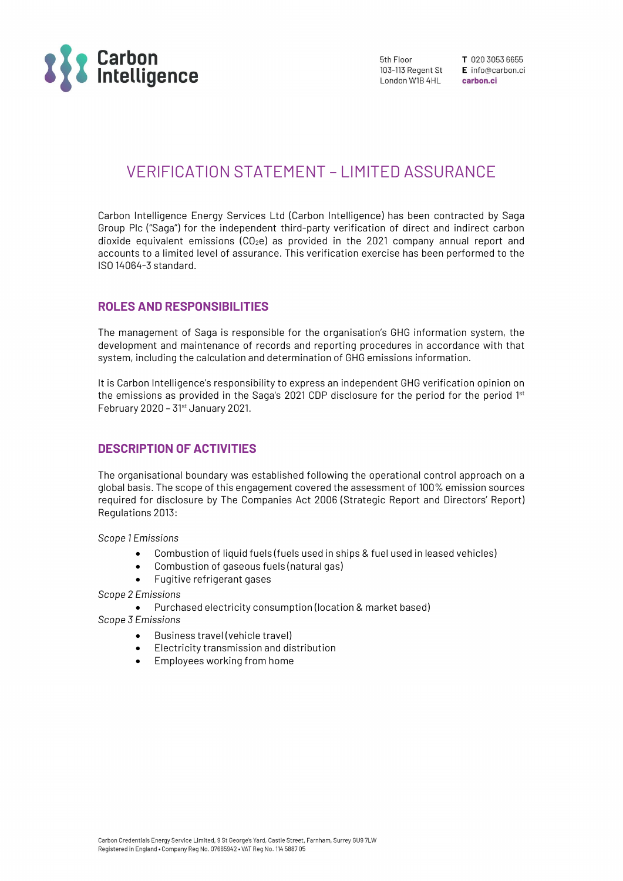Carbon Intelligence

5th Floor
103-113 Regent St
London W1B 4HL

**T** 020 3053 6655
**E** info@carbon.ci
**carbon.ci**

# VERIFICATION STATEMENT – LIMITED ASSURANCE

Carbon Intelligence Energy Services Ltd (Carbon Intelligence) has been contracted by Saga Group Plc ("Saga") for the independent third-party verification of direct and indirect carbon dioxide equivalent emissions ($CO_2e$) as provided in the 2021 company annual report and accounts to a limited level of assurance. This verification exercise has been performed to the ISO 14064-3 standard.

## ROLES AND RESPONSIBILITIES

The management of Saga is responsible for the organisation's GHG information system, the development and maintenance of records and reporting procedures in accordance with that system, including the calculation and determination of GHG emissions information.

It is Carbon Intelligence's responsibility to express an independent GHG verification opinion on the emissions as provided in the Saga's 2021 CDP disclosure for the period for the period 1st February 2020 – 31st January 2021.

## DESCRIPTION OF ACTIVITIES

The organisational boundary was established following the operational control approach on a global basis. The scope of this engagement covered the assessment of 100% emission sources required for disclosure by The Companies Act 2006 (Strategic Report and Directors' Report) Regulations 2013:

*Scope 1 Emissions*

- Combustion of liquid fuels (fuels used in ships & fuel used in leased vehicles)
- Combustion of gaseous fuels (natural gas)
- Fugitive refrigerant gases

*Scope 2 Emissions*

- Purchased electricity consumption (location & market based)

*Scope 3 Emissions*

- Business travel (vehicle travel)
- Electricity transmission and distribution
- Employees working from home

Carbon Credentials Energy Service Limited, 9 St George's Yard, Castle Street, Farnham, Surrey GU9 7LW
Registered in England • Company Reg No. 07665942 • VAT Reg No. 114 5887 05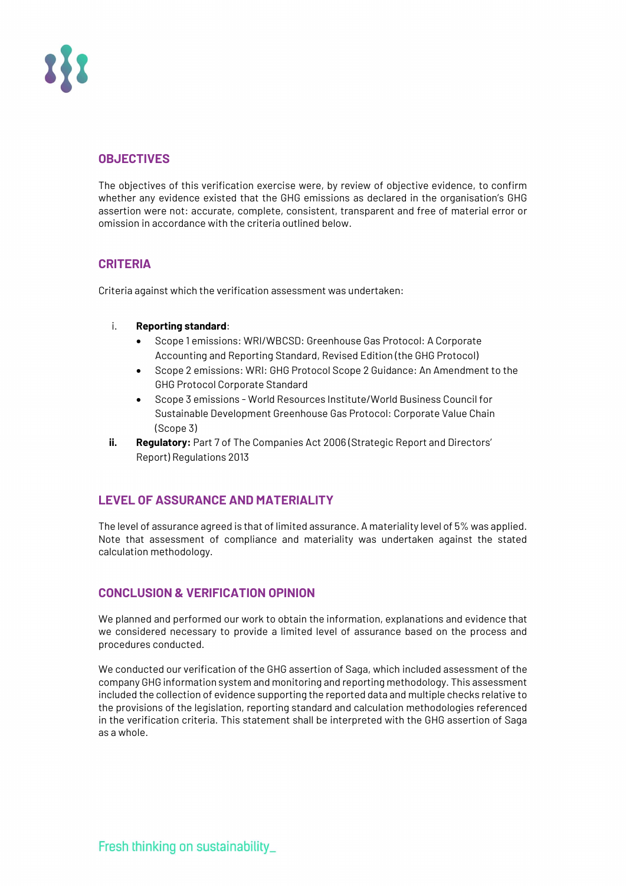## OBJECTIVES

The objectives of this verification exercise were, by review of objective evidence, to confirm whether any evidence existed that the GHG emissions as declared in the organisation's GHG assertion were not: accurate, complete, consistent, transparent and free of material error or omission in accordance with the criteria outlined below.

## CRITERIA

Criteria against which the verification assessment was undertaken:

i. **Reporting standard**:
   - Scope 1 emissions: WRI/WBCSD: Greenhouse Gas Protocol: A Corporate Accounting and Reporting Standard, Revised Edition (the GHG Protocol)
   - Scope 2 emissions: WRI: GHG Protocol Scope 2 Guidance: An Amendment to the GHG Protocol Corporate Standard
   - Scope 3 emissions - World Resources Institute/World Business Council for Sustainable Development Greenhouse Gas Protocol: Corporate Value Chain (Scope 3)

**ii.** **Regulatory:** Part 7 of The Companies Act 2006 (Strategic Report and Directors' Report) Regulations 2013

## LEVEL OF ASSURANCE AND MATERIALITY

The level of assurance agreed is that of limited assurance. A materiality level of 5% was applied. Note that assessment of compliance and materiality was undertaken against the stated calculation methodology.

## CONCLUSION & VERIFICATION OPINION

We planned and performed our work to obtain the information, explanations and evidence that we considered necessary to provide a limited level of assurance based on the process and procedures conducted.

We conducted our verification of the GHG assertion of Saga, which included assessment of the company GHG information system and monitoring and reporting methodology. This assessment included the collection of evidence supporting the reported data and multiple checks relative to the provisions of the legislation, reporting standard and calculation methodologies referenced in the verification criteria. This statement shall be interpreted with the GHG assertion of Saga as a whole.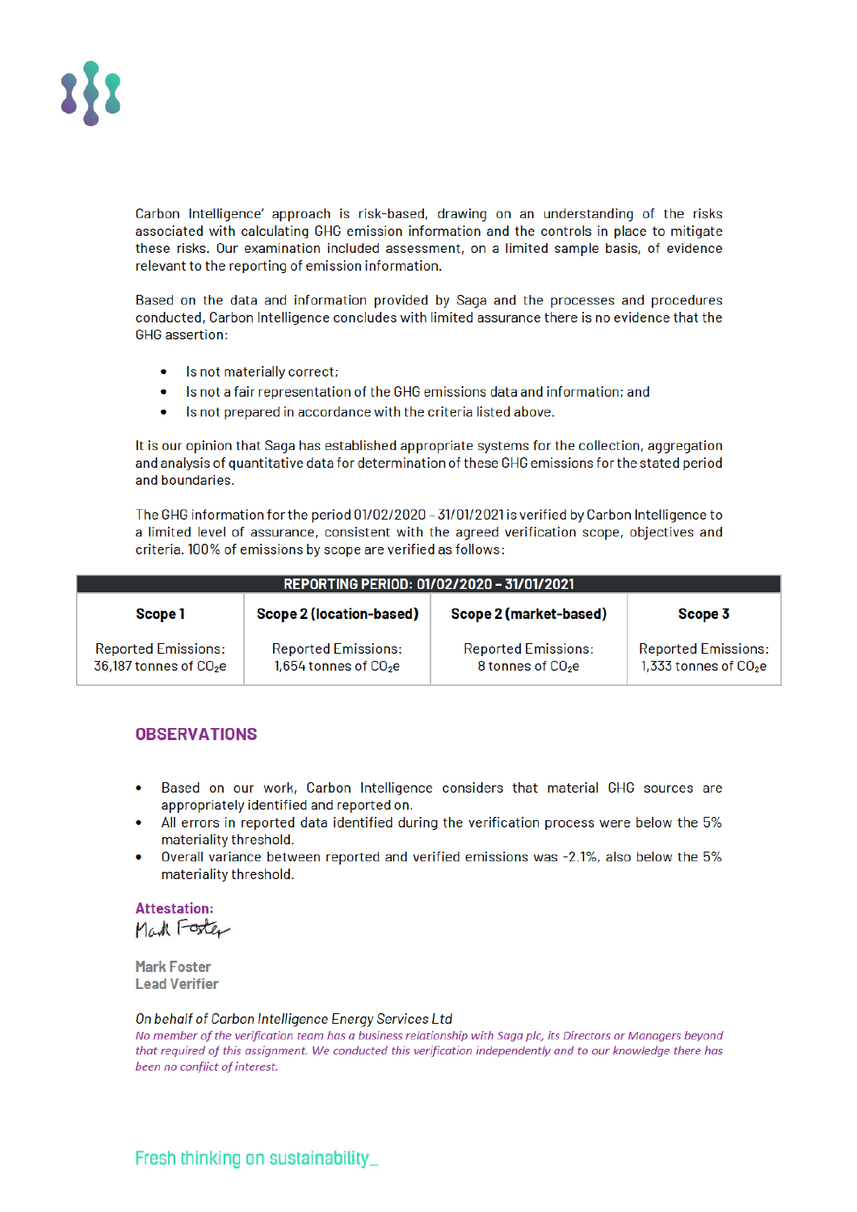Carbon Intelligence' approach is risk-based, drawing on an understanding of the risks associated with calculating GHG emission information and the controls in place to mitigate these risks. Our examination included assessment, on a limited sample basis, of evidence relevant to the reporting of emission information.

Based on the data and information provided by Saga and the processes and procedures conducted, Carbon Intelligence concludes with limited assurance there is no evidence that the GHG assertion:

- Is not materially correct;
- Is not a fair representation of the GHG emissions data and information; and
- Is not prepared in accordance with the criteria listed above.

It is our opinion that Saga has established appropriate systems for the collection, aggregation and analysis of quantitative data for determination of these GHG emissions for the stated period and boundaries.

The GHG information for the period 01/02/2020 – 31/01/2021 is verified by Carbon Intelligence to a limited level of assurance, consistent with the agreed verification scope, objectives and criteria. 100% of emissions by scope are verified as follows:

| REPORTING PERIOD: 01/02/2020 – 31/01/2021 | | | |
|---|---|---|---|
| **Scope 1** | **Scope 2 (location-based)** | **Scope 2 (market-based)** | **Scope 3** |
| Reported Emissions: 36,187 tonnes of $CO_2e$ | Reported Emissions: 1,654 tonnes of $CO_2e$ | Reported Emissions: 8 tonnes of $CO_2e$ | Reported Emissions: 1,333 tonnes of $CO_2e$ |

## OBSERVATIONS

- Based on our work, Carbon Intelligence considers that material GHG sources are appropriately identified and reported on.
- All errors in reported data identified during the verification process were below the 5% materiality threshold.
- Overall variance between reported and verified emissions was -2.1%, also below the 5% materiality threshold.

**Attestation:**

Mark Foster

**Mark Foster**
**Lead Verifier**

*On behalf of Carbon Intelligence Energy Services Ltd*

*No member of the verification team has a business relationship with Saga plc, its Directors or Managers beyond that required of this assignment. We conducted this verification independently and to our knowledge there has been no conflict of interest.*

Fresh thinking on sustainability_